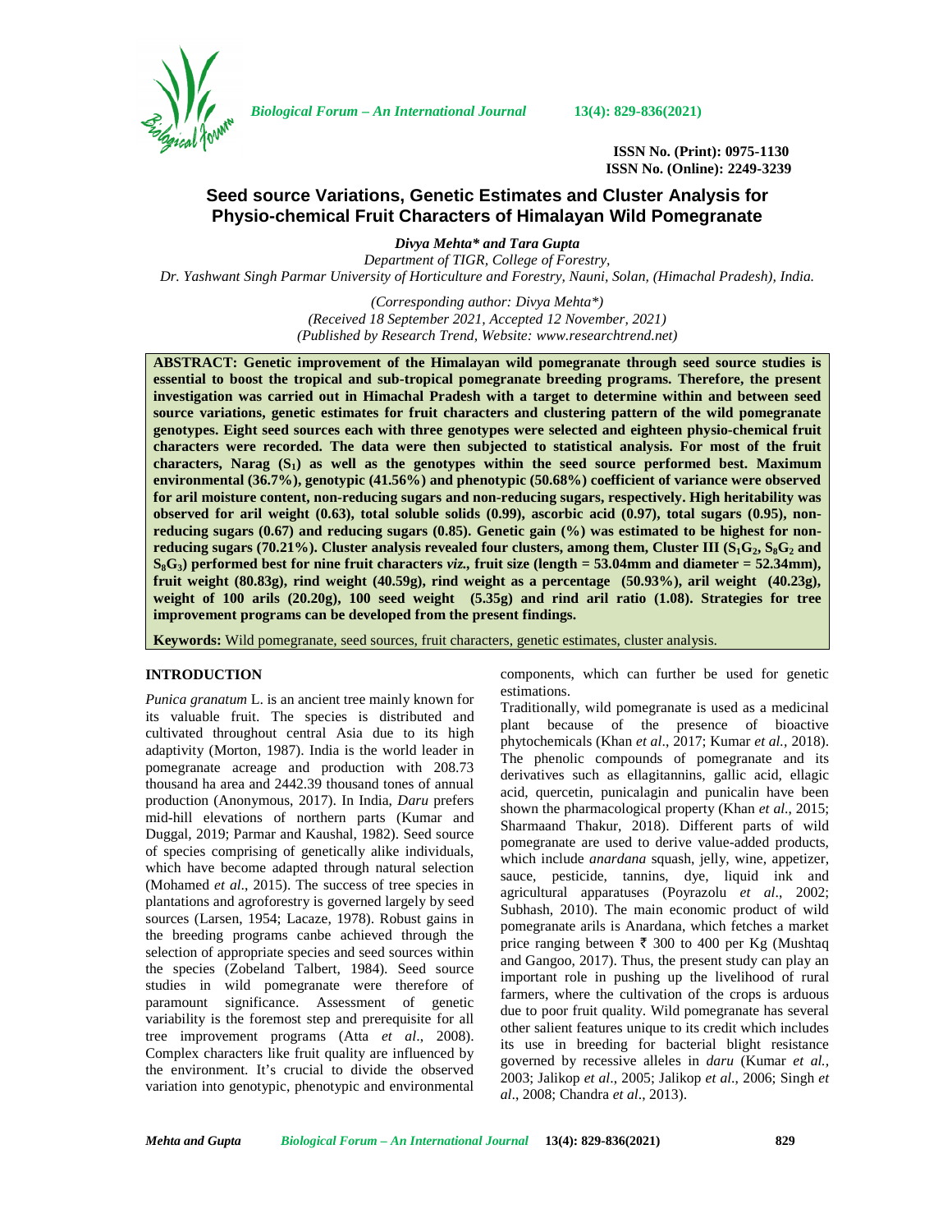ISSN No. (Print): 0975-1130
ISSN No. (Online): 2249-3239

# Seed source Variations, Genetic Estimates and Cluster Analysis for Physio-chemical Fruit Characters of Himalayan Wild Pomegranate

***Divya Mehta\* and Tara Gupta***

*Department of TIGR, College of Forestry,*
*Dr. Yashwant Singh Parmar University of Horticulture and Forestry, Nauni, Solan, (Himachal Pradesh), India.*

*(Corresponding author: Divya Mehta\*)*
*(Received 18 September 2021, Accepted 12 November, 2021)*
*(Published by Research Trend, Website: www.researchtrend.net)*

**ABSTRACT: Genetic improvement of the Himalayan wild pomegranate through seed source studies is essential to boost the tropical and sub-tropical pomegranate breeding programs. Therefore, the present investigation was carried out in Himachal Pradesh with a target to determine within and between seed source variations, genetic estimates for fruit characters and clustering pattern of the wild pomegranate genotypes. Eight seed sources each with three genotypes were selected and eighteen physio-chemical fruit characters were recorded. The data were then subjected to statistical analysis. For most of the fruit characters, Narag ($S_1$) as well as the genotypes within the seed source performed best. Maximum environmental (36.7%), genotypic (41.56%) and phenotypic (50.68%) coefficient of variance were observed for aril moisture content, non-reducing sugars and non-reducing sugars, respectively. High heritability was observed for aril weight (0.63), total soluble solids (0.99), ascorbic acid (0.97), total sugars (0.95), non-reducing sugars (0.67) and reducing sugars (0.85). Genetic gain (%) was estimated to be highest for non-reducing sugars (70.21%). Cluster analysis revealed four clusters, among them, Cluster III ($S_1G_2$, $S_8G_2$ and $S_8G_3$) performed best for nine fruit characters *viz.*, fruit size (length = 53.04mm and diameter = 52.34mm), fruit weight (80.83g), rind weight (40.59g), rind weight as a percentage (50.93%), aril weight (40.23g), weight of 100 arils (20.20g), 100 seed weight (5.35g) and rind aril ratio (1.08). Strategies for tree improvement programs can be developed from the present findings.**

**Keywords:** Wild pomegranate, seed sources, fruit characters, genetic estimates, cluster analysis.

## INTRODUCTION

*Punica granatum* L. is an ancient tree mainly known for its valuable fruit. The species is distributed and cultivated throughout central Asia due to its high adaptivity (Morton, 1987). India is the world leader in pomegranate acreage and production with 208.73 thousand ha area and 2442.39 thousand tones of annual production (Anonymous, 2017). In India, *Daru* prefers mid-hill elevations of northern parts (Kumar and Duggal, 2019; Parmar and Kaushal, 1982). Seed source of species comprising of genetically alike individuals, which have become adapted through natural selection (Mohamed *et al*., 2015). The success of tree species in plantations and agroforestry is governed largely by seed sources (Larsen, 1954; Lacaze, 1978). Robust gains in the breeding programs canbe achieved through the selection of appropriate species and seed sources within the species (Zobeland Talbert, 1984). Seed source studies in wild pomegranate were therefore of paramount significance. Assessment of genetic variability is the foremost step and prerequisite for all tree improvement programs (Atta *et al*., 2008). Complex characters like fruit quality are influenced by the environment. It's crucial to divide the observed variation into genotypic, phenotypic and environmental components, which can further be used for genetic estimations.

Traditionally, wild pomegranate is used as a medicinal plant because of the presence of bioactive phytochemicals (Khan *et al*., 2017; Kumar *et al.,* 2018). The phenolic compounds of pomegranate and its derivatives such as ellagitannins, gallic acid, ellagic acid, quercetin, punicalagin and punicalin have been shown the pharmacological property (Khan *et al*., 2015; Sharmaand Thakur, 2018). Different parts of wild pomegranate are used to derive value-added products, which include *anardana* squash, jelly, wine, appetizer, sauce, pesticide, tannins, dye, liquid ink and agricultural apparatuses (Poyrazolu *et al*., 2002; Subhash, 2010). The main economic product of wild pomegranate arils is Anardana, which fetches a market price ranging between ₹ 300 to 400 per Kg (Mushtaq and Gangoo, 2017). Thus, the present study can play an important role in pushing up the livelihood of rural farmers, where the cultivation of the crops is arduous due to poor fruit quality. Wild pomegranate has several other salient features unique to its credit which includes its use in breeding for bacterial blight resistance governed by recessive alleles in *daru* (Kumar *et al.,* 2003; Jalikop *et al*., 2005; Jalikop *et al*., 2006; Singh *et al*., 2008; Chandra *et al*., 2013).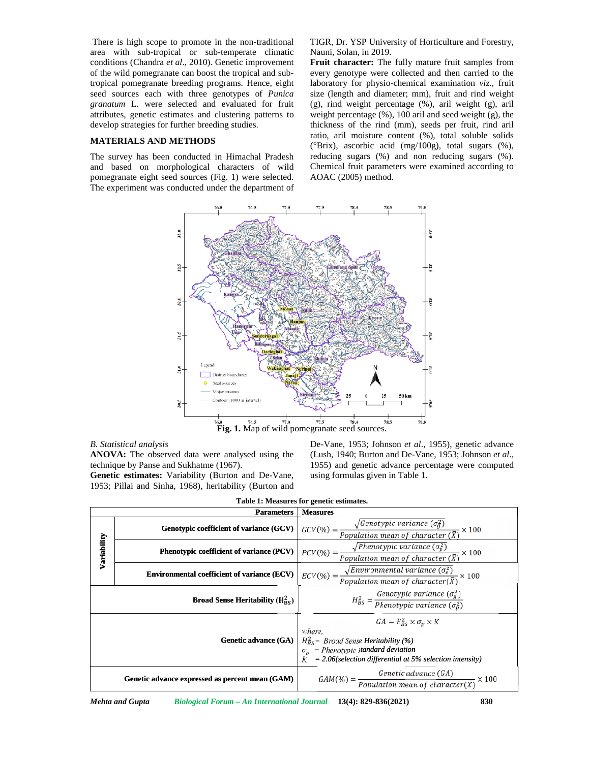There is high scope to promote in the non-traditional area with sub-tropical or sub-temperate climatic conditions (Chandra *et al*., 2010). Genetic improvement of the wild pomegranate can boost the tropical and sub-tropical pomegranate breeding programs. Hence, eight seed sources each with three genotypes of *Punica granatum* L. were selected and evaluated for fruit attributes, genetic estimates and clustering patterns to develop strategies for further breeding studies.

## MATERIALS AND METHODS

The survey has been conducted in Himachal Pradesh and based on morphological characters of wild pomegranate eight seed sources (Fig. 1) were selected. The experiment was conducted under the department of TIGR, Dr. YSP University of Horticulture and Forestry, Nauni, Solan, in 2019.

**Fruit character:** The fully mature fruit samples from every genotype were collected and then carried to the laboratory for physio-chemical examination *viz.*, fruit size (length and diameter; mm), fruit and rind weight (g), rind weight percentage (%), aril weight (g), aril weight percentage (%), 100 aril and seed weight (g), the thickness of the rind (mm), seeds per fruit, rind aril ratio, aril moisture content (%), total soluble solids (°Brix), ascorbic acid (mg/100g), total sugars (%), reducing sugars (%) and non reducing sugars (%). Chemical fruit parameters were examined according to AOAC (2005) method.

**Fig. 1.** Map of wild pomegranate seed sources.

*B. Statistical analysis*

**ANOVA:** The observed data were analysed using the technique by Panse and Sukhatme (1967).

**Genetic estimates:** Variability (Burton and De-Vane, 1953; Pillai and Sinha, 1968), heritability (Burton and De-Vane, 1953; Johnson *et al*., 1955), genetic advance (Lush, 1940; Burton and De-Vane, 1953; Johnson *et al*., 1955) and genetic advance percentage were computed using formulas given in Table 1.

**Table 1: Measures for genetic estimates.**

| | Parameters | Measures |
|---|---|---|
| Variability | Genotypic coefficient of variance (GCV) | $GCV(\%) = \frac{\sqrt{Genotypic\ variance\ (\sigma_g^2)}}{Population\ mean\ of\ character\ (\bar{X})} \times 100$ |
| | Phenotypic coefficient of variance (PCV) | $PCV(\%) = \frac{\sqrt{Phenotypic\ variance\ (\sigma_p^2)}}{Population\ mean\ of\ character\ (\bar{X})} \times 100$ |
| | Environmental coefficient of variance (ECV) | $ECV(\%) = \frac{\sqrt{Environmental\ variance\ (\sigma_e^2)}}{Population\ mean\ of\ character(\bar{X})} \times 100$ |
| Broad Sense Heritability ($H_{BS}^2$) | | $H_{BS}^2 = \frac{Genotypic\ variance\ (\sigma_g^2)}{Phenotypic\ variance\ (\sigma_p^2)}$ |
| Genetic advance (GA) | | $GA = H_{BS}^2 \times \sigma_p \times K$ where, $H_{BS}^2$ = Broad Sense Heritability (%); $\sigma_p$ = Phenotypic standard deviation; $K$ = 2.06(selection differential at 5% selection intensity) |
| Genetic advance expressed as percent mean (GAM) | | $GAM(\%) = \frac{Genetic\ advance\ (GA)}{Population\ mean\ of\ character(\bar{X})} \times 100$ |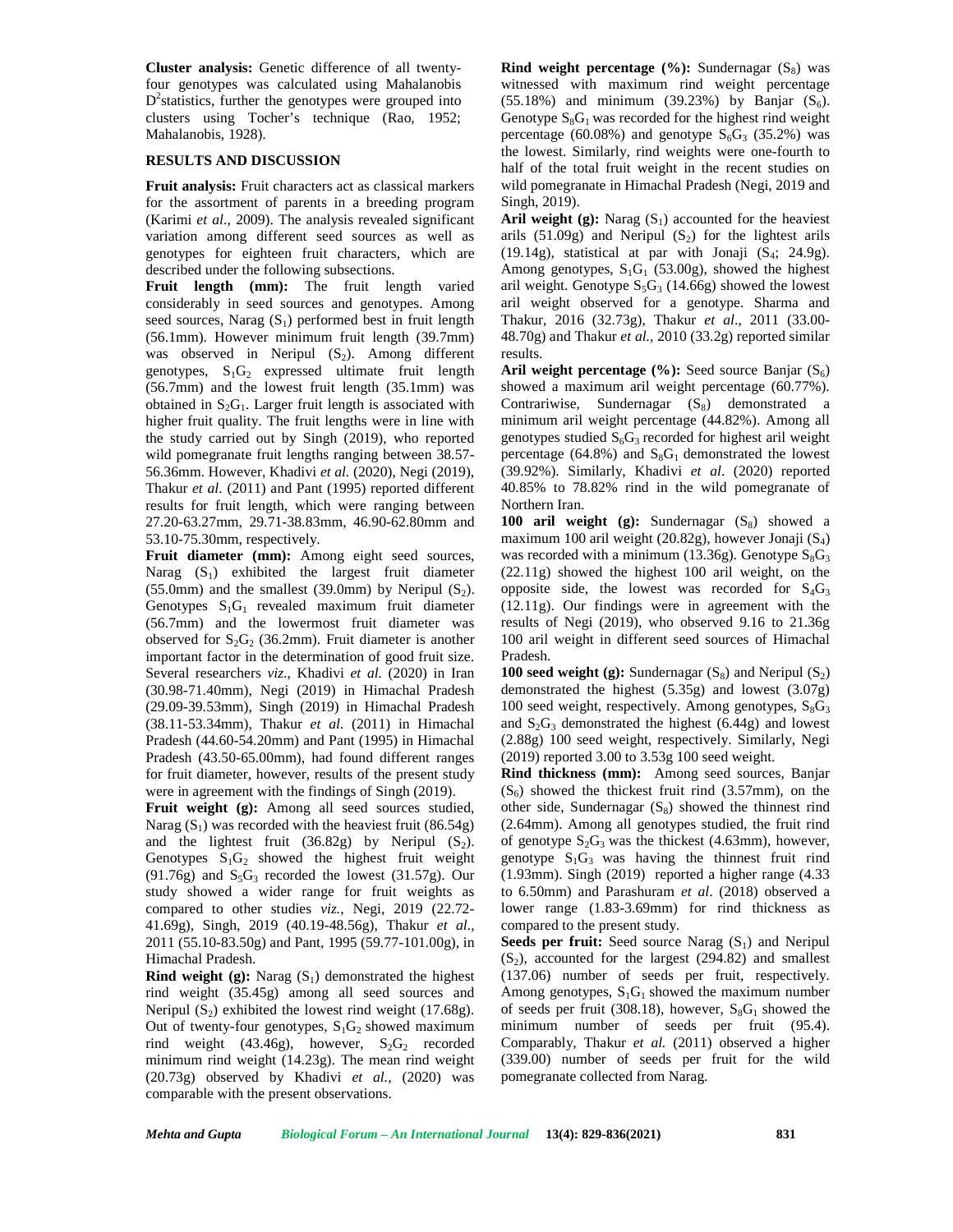**Cluster analysis:** Genetic difference of all twenty-four genotypes was calculated using Mahalanobis $D^2$statistics, further the genotypes were grouped into clusters using Tocher's technique (Rao, 1952; Mahalanobis, 1928).

## RESULTS AND DISCUSSION

**Fruit analysis:** Fruit characters act as classical markers for the assortment of parents in a breeding program (Karimi *et al*., 2009). The analysis revealed significant variation among different seed sources as well as genotypes for eighteen fruit characters, which are described under the following subsections.

**Fruit length (mm):** The fruit length varied considerably in seed sources and genotypes. Among seed sources, Narag ($S_1$) performed best in fruit length (56.1mm). However minimum fruit length (39.7mm) was observed in Neripul ($S_2$). Among different genotypes, $S_1G_2$ expressed ultimate fruit length (56.7mm) and the lowest fruit length (35.1mm) was obtained in $S_2G_1$. Larger fruit length is associated with higher fruit quality. The fruit lengths were in line with the study carried out by Singh (2019), who reported wild pomegranate fruit lengths ranging between 38.57-56.36mm. However, Khadivi *et al.* (2020), Negi (2019), Thakur *et al*. (2011) and Pant (1995) reported different results for fruit length, which were ranging between 27.20-63.27mm, 29.71-38.83mm, 46.90-62.80mm and 53.10-75.30mm, respectively.

**Fruit diameter (mm):** Among eight seed sources, Narag ($S_1$) exhibited the largest fruit diameter (55.0mm) and the smallest (39.0mm) by Neripul ($S_2$). Genotypes $S_1G_1$ revealed maximum fruit diameter (56.7mm) and the lowermost fruit diameter was observed for $S_2G_2$ (36.2mm). Fruit diameter is another important factor in the determination of good fruit size. Several researchers *viz*., Khadivi *et al.* (2020) in Iran (30.98-71.40mm), Negi (2019) in Himachal Pradesh (29.09-39.53mm), Singh (2019) in Himachal Pradesh (38.11-53.34mm), Thakur *et al.* (2011) in Himachal Pradesh (44.60-54.20mm) and Pant (1995) in Himachal Pradesh (43.50-65.00mm), had found different ranges for fruit diameter, however, results of the present study were in agreement with the findings of Singh (2019).

**Fruit weight (g):** Among all seed sources studied, Narag ($S_1$) was recorded with the heaviest fruit (86.54g) and the lightest fruit (36.82g) by Neripul ($S_2$). Genotypes $S_1G_2$ showed the highest fruit weight (91.76g) and $S_5G_3$ recorded the lowest (31.57g). Our study showed a wider range for fruit weights as compared to other studies *viz.*, Negi, 2019 (22.72-41.69g), Singh, 2019 (40.19-48.56g), Thakur *et al*., 2011 (55.10-83.50g) and Pant, 1995 (59.77-101.00g), in Himachal Pradesh.

**Rind weight (g):** Narag ($S_1$) demonstrated the highest rind weight (35.45g) among all seed sources and Neripul ($S_2$) exhibited the lowest rind weight (17.68g). Out of twenty-four genotypes, $S_1G_2$ showed maximum rind weight (43.46g), however, $S_2G_2$ recorded minimum rind weight (14.23g). The mean rind weight (20.73g) observed by Khadivi *et al.*, (2020) was comparable with the present observations.

**Rind weight percentage (%):** Sundernagar ($S_8$) was witnessed with maximum rind weight percentage (55.18%) and minimum (39.23%) by Banjar ($S_6$). Genotype $S_8G_1$ was recorded for the highest rind weight percentage (60.08%) and genotype $S_6G_3$ (35.2%) was the lowest. Similarly, rind weights were one-fourth to half of the total fruit weight in the recent studies on wild pomegranate in Himachal Pradesh (Negi, 2019 and Singh, 2019).

**Aril weight (g):** Narag ($S_1$) accounted for the heaviest arils (51.09g) and Neripul ($S_2$) for the lightest arils (19.14g), statistical at par with Jonaji ($S_4$; 24.9g). Among genotypes, $S_1G_1$ (53.00g), showed the highest aril weight. Genotype $S_5G_3$ (14.66g) showed the lowest aril weight observed for a genotype. Sharma and Thakur, 2016 (32.73g), Thakur *et al*., 2011 (33.00-48.70g) and Thakur *et al.*, 2010 (33.2g) reported similar results.

**Aril weight percentage (%):** Seed source Banjar ($S_6$) showed a maximum aril weight percentage (60.77%). Contrariwise, Sundernagar ($S_8$) demonstrated a minimum aril weight percentage (44.82%). Among all genotypes studied $S_6G_3$ recorded for highest aril weight percentage (64.8%) and $S_8G_1$ demonstrated the lowest (39.92%). Similarly, Khadivi *et al*. (2020) reported 40.85% to 78.82% rind in the wild pomegranate of Northern Iran.

**100 aril weight (g):** Sundernagar ($S_8$) showed a maximum 100 aril weight (20.82g), however Jonaji ($S_4$) was recorded with a minimum (13.36g). Genotype $S_8G_3$ (22.11g) showed the highest 100 aril weight, on the opposite side, the lowest was recorded for $S_4G_3$ (12.11g). Our findings were in agreement with the results of Negi (2019), who observed 9.16 to 21.36g 100 aril weight in different seed sources of Himachal Pradesh.

**100 seed weight (g):** Sundernagar ($S_8$) and Neripul ($S_2$) demonstrated the highest (5.35g) and lowest (3.07g) 100 seed weight, respectively. Among genotypes, $S_8G_3$ and $S_2G_3$ demonstrated the highest (6.44g) and lowest (2.88g) 100 seed weight, respectively. Similarly, Negi (2019) reported 3.00 to 3.53g 100 seed weight.

**Rind thickness (mm):** Among seed sources, Banjar ($S_6$) showed the thickest fruit rind (3.57mm), on the other side, Sundernagar ($S_8$) showed the thinnest rind (2.64mm). Among all genotypes studied, the fruit rind of genotype $S_2G_3$ was the thickest (4.63mm), however, genotype $S_1G_3$ was having the thinnest fruit rind (1.93mm). Singh (2019) reported a higher range (4.33 to 6.50mm) and Parashuram *et al*. (2018) observed a lower range (1.83-3.69mm) for rind thickness as compared to the present study.

**Seeds per fruit:** Seed source Narag ($S_1$) and Neripul ($S_2$), accounted for the largest (294.82) and smallest (137.06) number of seeds per fruit, respectively. Among genotypes, $S_1G_1$ showed the maximum number of seeds per fruit (308.18), however, $S_8G_1$ showed the minimum number of seeds per fruit (95.4). Comparably, Thakur *et al.* (2011) observed a higher (339.00) number of seeds per fruit for the wild pomegranate collected from Narag.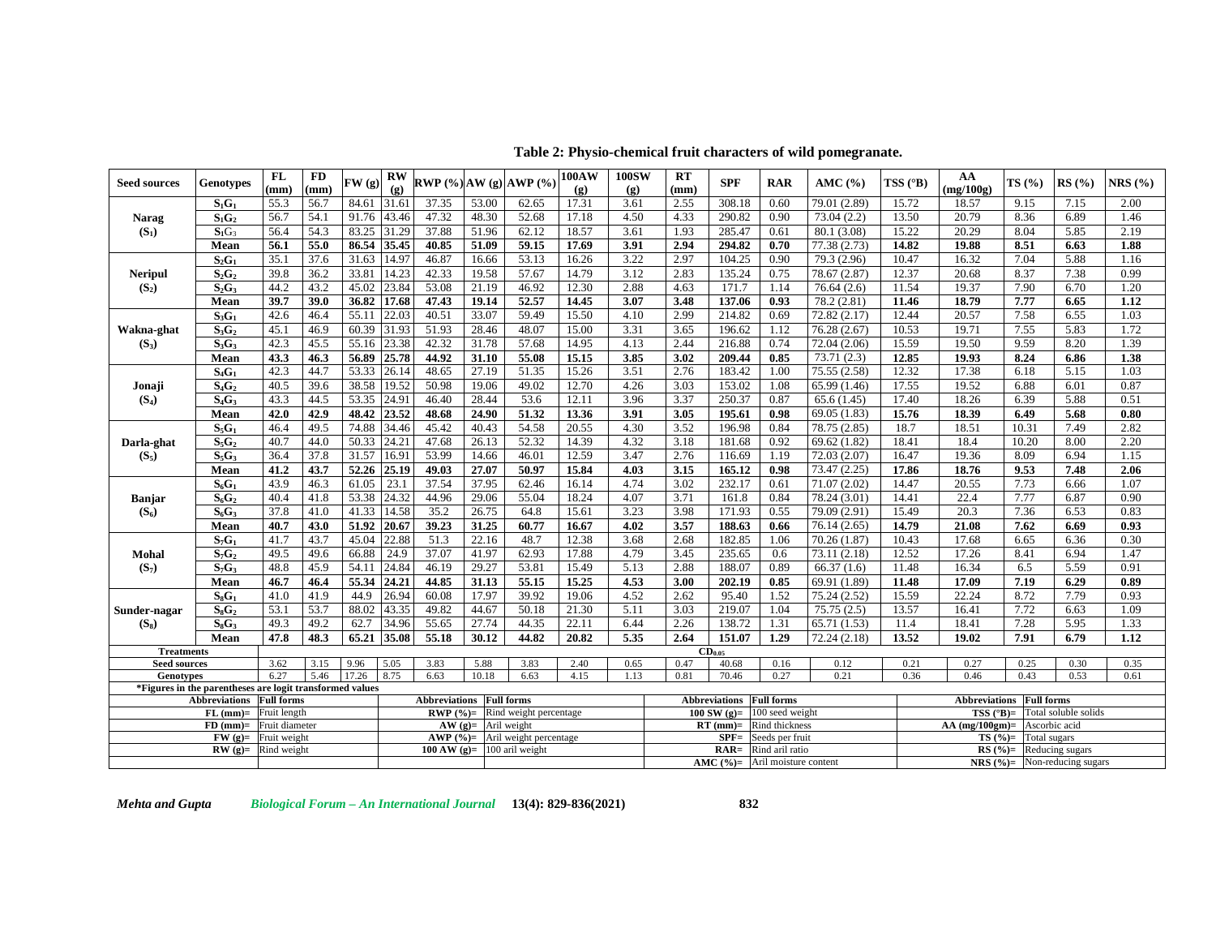**Table 2: Physio-chemical fruit characters of wild pomegranate.**

| Seed sources | Genotypes | FL (mm) | FD (mm) | FW (g) | RW (g) | RWP (%) | AW (g) | AWP (%) | 100AW (g) | 100SW (g) | RT (mm) | SPF | RAR | AMC (%) | TSS (°B) | AA (mg/100g) | TS (%) | RS (%) | NRS (%) |
|---|---|---|---|---|---|---|---|---|---|---|---|---|---|---|---|---|---|---|---|
| Narag ($S_1$) | $S_1G_1$ | 55.3 | 56.7 | 84.61 | 31.61 | 37.35 | 53.00 | 62.65 | 17.31 | 3.61 | 2.55 | 308.18 | 0.60 | 79.01 (2.89) | 15.72 | 18.57 | 9.15 | 7.15 | 2.00 |
| | $S_1G_2$ | 56.7 | 54.1 | 91.76 | 43.46 | 47.32 | 48.30 | 52.68 | 17.18 | 4.50 | 4.33 | 290.82 | 0.90 | 73.04 (2.2) | 13.50 | 20.79 | 8.36 | 6.89 | 1.46 |
| | $S_1G_3$ | 56.4 | 54.3 | 83.25 | 31.29 | 37.88 | 51.96 | 62.12 | 18.57 | 3.61 | 1.93 | 285.47 | 0.61 | 80.1 (3.08) | 15.22 | 20.29 | 8.04 | 5.85 | 2.19 |
| | **Mean** | **56.1** | **55.0** | **86.54** | **35.45** | **40.85** | **51.09** | **59.15** | **17.69** | **3.91** | **2.94** | **294.82** | **0.70** | 77.38 (2.73) | **14.82** | **19.88** | **8.51** | **6.63** | **1.88** |
| Neripul ($S_2$) | $S_2G_1$ | 35.1 | 37.6 | 31.63 | 14.97 | 46.87 | 16.66 | 53.13 | 16.26 | 3.22 | 2.97 | 104.25 | 0.90 | 79.3 (2.96) | 10.47 | 16.32 | 7.04 | 5.88 | 1.16 |
| | $S_2G_2$ | 39.8 | 36.2 | 33.81 | 14.23 | 42.33 | 19.58 | 57.67 | 14.79 | 3.12 | 2.83 | 135.24 | 0.75 | 78.67 (2.87) | 12.37 | 20.68 | 8.37 | 7.38 | 0.99 |
| | $S_2G_3$ | 44.2 | 43.2 | 45.02 | 23.84 | 53.08 | 21.19 | 46.92 | 12.30 | 2.88 | 4.63 | 171.7 | 1.14 | 76.64 (2.6) | 11.54 | 19.37 | 7.90 | 6.70 | 1.20 |
| | **Mean** | **39.7** | **39.0** | **36.82** | **17.68** | **47.43** | **19.14** | **52.57** | **14.45** | **3.07** | **3.48** | **137.06** | **0.93** | 78.2 (2.81) | **11.46** | **18.79** | **7.77** | **6.65** | **1.12** |
| Wakna-ghat ($S_3$) | $S_3G_1$ | 42.6 | 46.4 | 55.11 | 22.03 | 40.51 | 33.07 | 59.49 | 15.50 | 4.10 | 2.99 | 214.82 | 0.69 | 72.82 (2.17) | 12.44 | 20.57 | 7.58 | 6.55 | 1.03 |
| | $S_3G_2$ | 45.1 | 46.9 | 60.39 | 31.93 | 51.93 | 28.46 | 48.07 | 15.00 | 3.31 | 3.65 | 196.62 | 1.12 | 76.28 (2.67) | 10.53 | 19.71 | 7.55 | 5.83 | 1.72 |
| | $S_3G_3$ | 42.3 | 45.5 | 55.16 | 23.38 | 42.32 | 31.78 | 57.68 | 14.95 | 4.13 | 2.44 | 216.88 | 0.74 | 72.04 (2.06) | 15.59 | 19.50 | 9.59 | 8.20 | 1.39 |
| | **Mean** | **43.3** | **46.3** | **56.89** | **25.78** | **44.92** | **31.10** | **55.08** | **15.15** | **3.85** | **3.02** | **209.44** | **0.85** | 73.71 (2.3) | **12.85** | **19.93** | **8.24** | **6.86** | **1.38** |
| Jonaji ($S_4$) | $S_4G_1$ | 42.3 | 44.7 | 53.33 | 26.14 | 48.65 | 27.19 | 51.35 | 15.26 | 3.51 | 2.76 | 183.42 | 1.00 | 75.55 (2.58) | 12.32 | 17.38 | 6.18 | 5.15 | 1.03 |
| | $S_4G_2$ | 40.5 | 39.6 | 38.58 | 19.52 | 50.98 | 19.06 | 49.02 | 12.70 | 4.26 | 3.03 | 153.02 | 1.08 | 65.99 (1.46) | 17.55 | 19.52 | 6.88 | 6.01 | 0.87 |
| | $S_4G_3$ | 43.3 | 44.5 | 53.35 | 24.91 | 46.40 | 28.44 | 53.6 | 12.11 | 3.96 | 3.37 | 250.37 | 0.87 | 65.6 (1.45) | 17.40 | 18.26 | 6.39 | 5.88 | 0.51 |
| | **Mean** | **42.0** | **42.9** | **48.42** | **23.52** | **48.68** | **24.90** | **51.32** | **13.36** | **3.91** | **3.05** | **195.61** | **0.98** | 69.05 (1.83) | **15.76** | **18.39** | **6.49** | **5.68** | **0.80** |
| Darla-ghat ($S_5$) | $S_5G_1$ | 46.4 | 49.5 | 74.88 | 34.46 | 45.42 | 40.43 | 54.58 | 20.55 | 4.30 | 3.52 | 196.98 | 0.84 | 78.75 (2.85) | 18.7 | 18.51 | 10.31 | 7.49 | 2.82 |
| | $S_5G_2$ | 40.7 | 44.0 | 50.33 | 24.21 | 47.68 | 26.13 | 52.32 | 14.39 | 4.32 | 3.18 | 181.68 | 0.92 | 69.62 (1.82) | 18.41 | 18.4 | 10.20 | 8.00 | 2.20 |
| | $S_5G_3$ | 36.4 | 37.8 | 31.57 | 16.91 | 53.99 | 14.66 | 46.01 | 12.59 | 3.47 | 2.76 | 116.69 | 1.19 | 72.03 (2.07) | 16.47 | 19.36 | 8.09 | 6.94 | 1.15 |
| | **Mean** | **41.2** | **43.7** | **52.26** | **25.19** | **49.03** | **27.07** | **50.97** | **15.84** | **4.03** | **3.15** | **165.12** | **0.98** | 73.47 (2.25) | **17.86** | **18.76** | **9.53** | **7.48** | **2.06** |
| Banjar ($S_6$) | $S_6G_1$ | 43.9 | 46.3 | 61.05 | 23.1 | 37.54 | 37.95 | 62.46 | 16.14 | 4.74 | 3.02 | 232.17 | 0.61 | 71.07 (2.02) | 14.47 | 20.55 | 7.73 | 6.66 | 1.07 |
| | $S_6G_2$ | 40.4 | 41.8 | 53.38 | 24.32 | 44.96 | 29.06 | 55.04 | 18.24 | 4.07 | 3.71 | 161.8 | 0.84 | 78.24 (3.01) | 14.41 | 22.4 | 7.77 | 6.87 | 0.90 |
| | $S_6G_3$ | 37.8 | 41.0 | 41.33 | 14.58 | 35.2 | 26.75 | 64.8 | 15.61 | 3.23 | 3.98 | 171.93 | 0.55 | 79.09 (2.91) | 15.49 | 20.3 | 7.36 | 6.53 | 0.83 |
| | **Mean** | **40.7** | **43.0** | **51.92** | **20.67** | **39.23** | **31.25** | **60.77** | **16.67** | **4.02** | **3.57** | **188.63** | **0.66** | 76.14 (2.65) | **14.79** | **21.08** | **7.62** | **6.69** | **0.93** |
| Mohal ($S_7$) | $S_7G_1$ | 41.7 | 43.7 | 45.04 | 22.88 | 51.3 | 22.16 | 48.7 | 12.38 | 3.68 | 2.68 | 182.85 | 1.06 | 70.26 (1.87) | 10.43 | 17.68 | 6.65 | 6.36 | 0.30 |
| | $S_7G_2$ | 49.5 | 49.6 | 66.88 | 24.9 | 37.07 | 41.97 | 62.93 | 17.88 | 4.79 | 3.45 | 235.65 | 0.6 | 73.11 (2.18) | 12.52 | 17.26 | 8.41 | 6.94 | 1.47 |
| | $S_7G_3$ | 48.8 | 45.9 | 54.11 | 24.84 | 46.19 | 29.27 | 53.81 | 15.49 | 5.13 | 2.88 | 188.07 | 0.89 | 66.37 (1.6) | 11.48 | 16.34 | 6.5 | 5.59 | 0.91 |
| | **Mean** | **46.7** | **46.4** | **55.34** | **24.21** | **44.85** | **31.13** | **55.15** | **15.25** | **4.53** | **3.00** | **202.19** | **0.85** | 69.91 (1.89) | **11.48** | **17.09** | **7.19** | **6.29** | **0.89** |
| Sunder-nagar ($S_8$) | $S_8G_1$ | 41.0 | 41.9 | 44.9 | 26.94 | 60.08 | 17.97 | 39.92 | 19.06 | 4.52 | 2.62 | 95.40 | 1.52 | 75.24 (2.52) | 15.59 | 22.24 | 8.72 | 7.79 | 0.93 |
| | $S_8G_2$ | 53.1 | 53.7 | 88.02 | 43.35 | 49.82 | 44.67 | 50.18 | 21.30 | 5.11 | 3.03 | 219.07 | 1.04 | 75.75 (2.5) | 13.57 | 16.41 | 7.72 | 6.63 | 1.09 |
| | $S_8G_3$ | 49.3 | 49.2 | 62.7 | 34.96 | 55.65 | 27.74 | 44.35 | 22.11 | 6.44 | 2.26 | 138.72 | 1.31 | 65.71 (1.53) | 11.4 | 18.41 | 7.28 | 5.95 | 1.33 |
| | **Mean** | **47.8** | **48.3** | **65.21** | **35.08** | **55.18** | **30.12** | **44.82** | **20.82** | **5.35** | **2.64** | **151.07** | **1.29** | 72.24 (2.18) | **13.52** | **19.02** | **7.91** | **6.79** | **1.12** |
| **Treatments** | | $CD_{0.05}$ | | | | | | | | | | | | | | | | | |
| **Seed sources** | | 3.62 | 3.15 | 9.96 | 5.05 | 3.83 | 5.88 | 3.83 | 2.40 | 0.65 | 0.47 | 40.68 | 0.16 | 0.12 | 0.21 | 0.27 | 0.25 | 0.30 | 0.35 |
| **Genotypes** | | 6.27 | 5.46 | 17.26 | 8.75 | 6.63 | 10.18 | 6.63 | 4.15 | 1.13 | 0.81 | 70.46 | 0.27 | 0.21 | 0.36 | 0.46 | 0.43 | 0.53 | 0.61 |

*Figures in the parentheses are logit transformed values

| Abbreviations | Full forms | Abbreviations | Full forms | Abbreviations | Full forms | Abbreviations | Full forms |
|---|---|---|---|---|---|---|---|
| FL (mm)= | Fruit length | RWP (%)= | Rind weight percentage | 100 SW (g)= | 100 seed weight | TSS (°B)= | Total soluble solids |
| FD (mm)= | Fruit diameter | AW (g)= | Aril weight | RT (mm)= | Rind thickness | AA (mg/100gm)= | Ascorbic acid |
| FW (g)= | Fruit weight | AWP (%)= | Aril weight percentage | SPF= | Seeds per fruit | TS (%)= | Total sugars |
| RW (g)= | Rind weight | 100 AW (g)= | 100 aril weight | RAR= | Rind aril ratio | RS (%)= | Reducing sugars |
| | | | | AMC (%)= | Aril moisture content | NRS (%)= | Non-reducing sugars |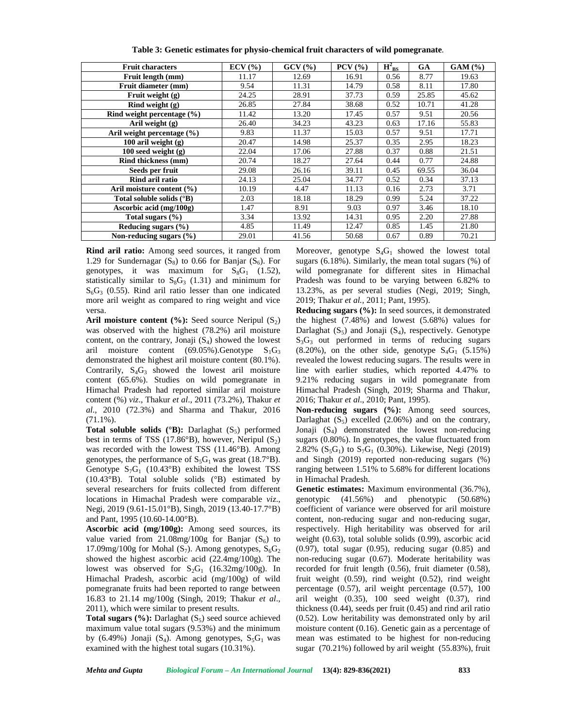**Table 3: Genetic estimates for physio-chemical fruit characters of wild pomegranate.**

| Fruit characters | ECV (%) | GCV (%) | PCV (%) | $H^2_{BS}$ | GA | GAM (%) |
|---|---|---|---|---|---|---|
| Fruit length (mm) | 11.17 | 12.69 | 16.91 | 0.56 | 8.77 | 19.63 |
| Fruit diameter (mm) | 9.54 | 11.31 | 14.79 | 0.58 | 8.11 | 17.80 |
| Fruit weight (g) | 24.25 | 28.91 | 37.73 | 0.59 | 25.85 | 45.62 |
| Rind weight (g) | 26.85 | 27.84 | 38.68 | 0.52 | 10.71 | 41.28 |
| Rind weight percentage (%) | 11.42 | 13.20 | 17.45 | 0.57 | 9.51 | 20.56 |
| Aril weight (g) | 26.40 | 34.23 | 43.23 | 0.63 | 17.16 | 55.83 |
| Aril weight percentage (%) | 9.83 | 11.37 | 15.03 | 0.57 | 9.51 | 17.71 |
| 100 aril weight (g) | 20.47 | 14.98 | 25.37 | 0.35 | 2.95 | 18.23 |
| 100 seed weight (g) | 22.04 | 17.06 | 27.88 | 0.37 | 0.88 | 21.51 |
| Rind thickness (mm) | 20.74 | 18.27 | 27.64 | 0.44 | 0.77 | 24.88 |
| Seeds per fruit | 29.08 | 26.16 | 39.11 | 0.45 | 69.55 | 36.04 |
| Rind aril ratio | 24.13 | 25.04 | 34.77 | 0.52 | 0.34 | 37.13 |
| Aril moisture content (%) | 10.19 | 4.47 | 11.13 | 0.16 | 2.73 | 3.71 |
| Total soluble solids (°B) | 2.03 | 18.18 | 18.29 | 0.99 | 5.24 | 37.22 |
| Ascorbic acid (mg/100g) | 1.47 | 8.91 | 9.03 | 0.97 | 3.46 | 18.10 |
| Total sugars (%) | 3.34 | 13.92 | 14.31 | 0.95 | 2.20 | 27.88 |
| Reducing sugars (%) | 4.85 | 11.49 | 12.47 | 0.85 | 1.45 | 21.80 |
| Non-reducing sugars (%) | 29.01 | 41.56 | 50.68 | 0.67 | 0.89 | 70.21 |

**Rind aril ratio:** Among seed sources, it ranged from 1.29 for Sundernagar ($S_8$) to 0.66 for Banjar ($S_6$). For genotypes, it was maximum for $S_8G_1$ (1.52), statistically similar to $S_8G_3$ (1.31) and minimum for $S_6G_3$ (0.55). Rind aril ratio lesser than one indicated more aril weight as compared to ring weight and vice versa.

**Aril moisture content (%):** Seed source Neripul ($S_2$) was observed with the highest (78.2%) aril moisture content, on the contrary, Jonaji ($S_4$) showed the lowest aril moisture content (69.05%).Genotype $S_1G_3$ demonstrated the highest aril moisture content (80.1%). Contrarily, $S_4G_3$ showed the lowest aril moisture content (65.6%). Studies on wild pomegranate in Himachal Pradesh had reported similar aril moisture content (%) *viz*., Thakur *et al*., 2011 (73.2%), Thakur *et al*., 2010 (72.3%) and Sharma and Thakur, 2016 (71.1%).

**Total soluble solids (°B):** Darlaghat ($S_5$) performed best in terms of TSS (17.86°B), however, Neripul ($S_2$) was recorded with the lowest TSS (11.46°B). Among genotypes, the performance of $S_5G_1$ was great (18.7°B). Genotype $S_7G_1$ (10.43°B) exhibited the lowest TSS (10.43°B). Total soluble solids (°B) estimated by several researchers for fruits collected from different locations in Himachal Pradesh were comparable *viz*., Negi, 2019 (9.61-15.01°B), Singh, 2019 (13.40-17.7°B) and Pant, 1995 (10.60-14.00°B).

**Ascorbic acid (mg/100g):** Among seed sources, its value varied from 21.08mg/100g for Banjar ($S_6$) to 17.09mg/100g for Mohal ($S_7$). Among genotypes, $S_6G_2$ showed the highest ascorbic acid (22.4mg/100g). The lowest was observed for $S_2G_1$ (16.32mg/100g). In Himachal Pradesh, ascorbic acid (mg/100g) of wild pomegranate fruits had been reported to range between 16.83 to 21.14 mg/100g (Singh, 2019; Thakur *et al*., 2011), which were similar to present results.

**Total sugars (%):** Darlaghat ($S_5$) seed source achieved maximum value total sugars (9.53%) and the minimum by (6.49%) Jonaji ($S_4$). Among genotypes, $S_5G_1$ was examined with the highest total sugars (10.31%). Moreover, genotype $S_4G_1$ showed the lowest total sugars (6.18%). Similarly, the mean total sugars (%) of wild pomegranate for different sites in Himachal Pradesh was found to be varying between 6.82% to 13.23%, as per several studies (Negi, 2019; Singh, 2019; Thakur *et al.,* 2011; Pant, 1995).

**Reducing sugars (%):** In seed sources, it demonstrated the highest (7.48%) and lowest (5.68%) values for Darlaghat ($S_5$) and Jonaji ($S_4$), respectively. Genotype $S_3G_3$ out performed in terms of reducing sugars (8.20%), on the other side, genotype $S_4G_1$ (5.15%) revealed the lowest reducing sugars. The results were in line with earlier studies, which reported 4.47% to 9.21% reducing sugars in wild pomegranate from Himachal Pradesh (Singh, 2019; Sharma and Thakur, 2016; Thakur *et al*., 2010; Pant, 1995).

**Non-reducing sugars (%):** Among seed sources, Darlaghat ($S_5$) excelled (2.06%) and on the contrary, Jonaji ($S_4$) demonstrated the lowest non-reducing sugars (0.80%). In genotypes, the value fluctuated from 2.82% ($S_5G_1$) to $S_7G_1$ (0.30%). Likewise, Negi (2019) and Singh (2019) reported non-reducing sugars (%) ranging between 1.51% to 5.68% for different locations in Himachal Pradesh.

**Genetic estimates:** Maximum environmental (36.7%), genotypic (41.56%) and phenotypic (50.68%) coefficient of variance were observed for aril moisture content, non-reducing sugar and non-reducing sugar, respectively. High heritability was observed for aril weight (0.63), total soluble solids (0.99), ascorbic acid (0.97), total sugar (0.95), reducing sugar (0.85) and non-reducing sugar (0.67). Moderate heritability was recorded for fruit length (0.56), fruit diameter (0.58), fruit weight (0.59), rind weight (0.52), rind weight percentage (0.57), aril weight percentage (0.57), 100 aril weight (0.35), 100 seed weight (0.37), rind thickness (0.44), seeds per fruit (0.45) and rind aril ratio (0.52). Low heritability was demonstrated only by aril moisture content (0.16). Genetic gain as a percentage of mean was estimated to be highest for non-reducing sugar (70.21%) followed by aril weight (55.83%), fruit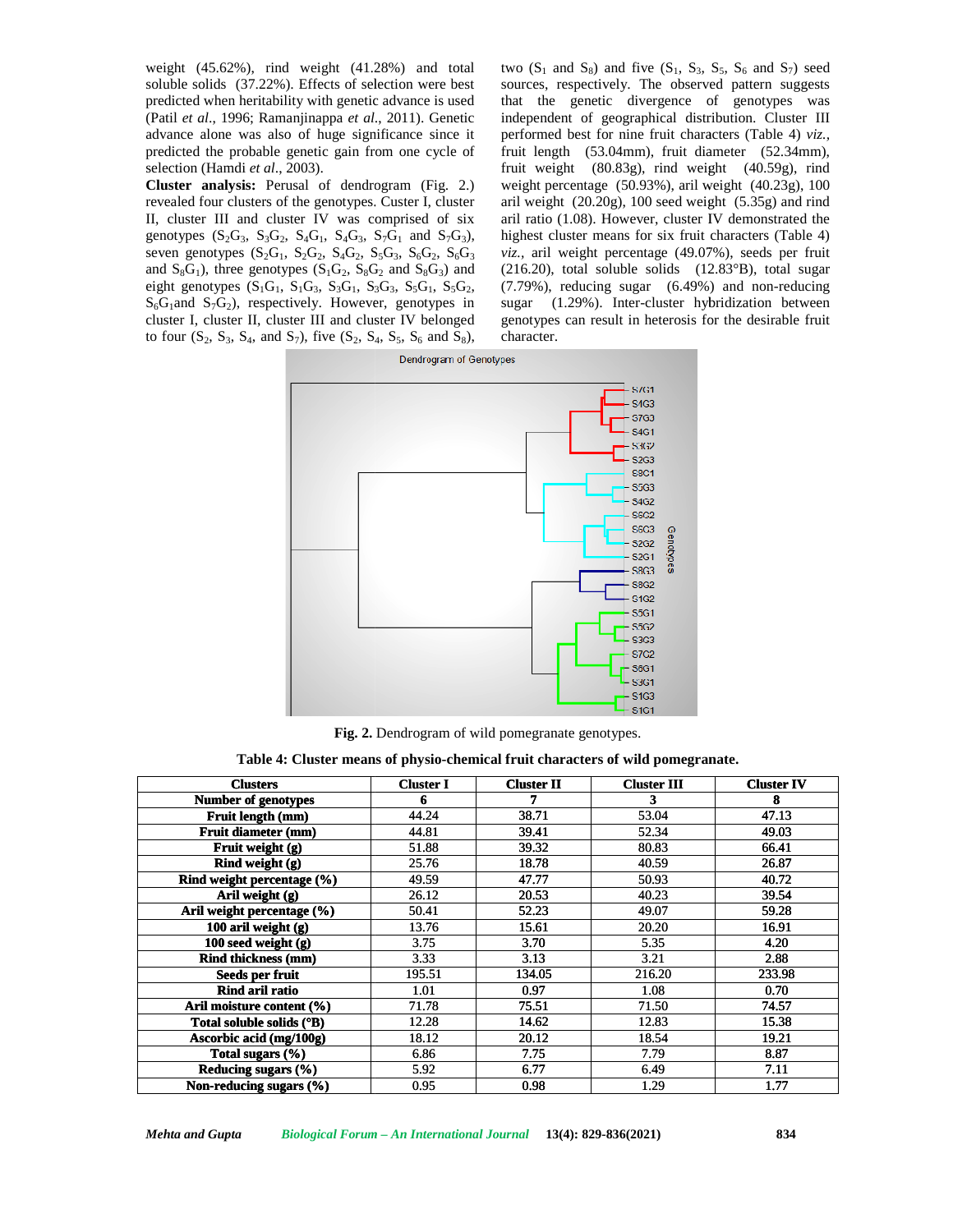weight (45.62%), rind weight (41.28%) and total soluble solids (37.22%). Effects of selection were best predicted when heritability with genetic advance is used (Patil *et al*., 1996; Ramanjinappa *et al*., 2011). Genetic advance alone was also of huge significance since it predicted the probable genetic gain from one cycle of selection (Hamdi *et al*., 2003).

**Cluster analysis:** Perusal of dendrogram (Fig. 2.) revealed four clusters of the genotypes. Custer I, cluster II, cluster III and cluster IV was comprised of six genotypes ($S_2G_3$, $S_3G_2$, $S_4G_1$, $S_4G_3$, $S_7G_1$ and $S_7G_3$), seven genotypes ($S_2G_1$, $S_2G_2$, $S_4G_2$, $S_5G_3$, $S_6G_2$, $S_6G_3$ and $S_8G_1$), three genotypes ($S_1G_2$, $S_8G_2$ and $S_8G_3$) and eight genotypes ($S_1G_1$, $S_1G_3$, $S_3G_1$, $S_3G_3$, $S_5G_1$, $S_5G_2$, $S_6G_1$and $S_7G_2$), respectively. However, genotypes in cluster I, cluster II, cluster III and cluster IV belonged to four ($S_2$, $S_3$, $S_4$, and $S_7$), five ($S_2$, $S_4$, $S_5$, $S_6$ and $S_8$), two ($S_1$ and $S_8$) and five ($S_1$, $S_3$, $S_5$, $S_6$ and $S_7$) seed sources, respectively. The observed pattern suggests that the genetic divergence of genotypes was independent of geographical distribution. Cluster III performed best for nine fruit characters (Table 4) *viz.*, fruit length (53.04mm), fruit diameter (52.34mm), fruit weight (80.83g), rind weight (40.59g), rind weight percentage (50.93%), aril weight (40.23g), 100 aril weight (20.20g), 100 seed weight (5.35g) and rind aril ratio (1.08). However, cluster IV demonstrated the highest cluster means for six fruit characters (Table 4) *viz.*, aril weight percentage (49.07%), seeds per fruit (216.20), total soluble solids (12.83°B), total sugar (7.79%), reducing sugar (6.49%) and non-reducing sugar (1.29%). Inter-cluster hybridization between genotypes can result in heterosis for the desirable fruit character.

**Fig. 2.** Dendrogram of wild pomegranate genotypes.

**Table 4: Cluster means of physio-chemical fruit characters of wild pomegranate.**

| Clusters | Cluster I | Cluster II | Cluster III | Cluster IV |
|---|---|---|---|---|
| Number of genotypes | 6 | 7 | 3 | 8 |
| Fruit length (mm) | 44.24 | 38.71 | 53.04 | 47.13 |
| Fruit diameter (mm) | 44.81 | 39.41 | 52.34 | 49.03 |
| Fruit weight (g) | 51.88 | 39.32 | 80.83 | 66.41 |
| Rind weight (g) | 25.76 | 18.78 | 40.59 | 26.87 |
| Rind weight percentage (%) | 49.59 | 47.77 | 50.93 | 40.72 |
| Aril weight (g) | 26.12 | 20.53 | 40.23 | 39.54 |
| Aril weight percentage (%) | 50.41 | 52.23 | 49.07 | 59.28 |
| 100 aril weight (g) | 13.76 | 15.61 | 20.20 | 16.91 |
| 100 seed weight (g) | 3.75 | 3.70 | 5.35 | 4.20 |
| Rind thickness (mm) | 3.33 | 3.13 | 3.21 | 2.88 |
| Seeds per fruit | 195.51 | 134.05 | 216.20 | 233.98 |
| Rind aril ratio | 1.01 | 0.97 | 1.08 | 0.70 |
| Aril moisture content (%) | 71.78 | 75.51 | 71.50 | 74.57 |
| Total soluble solids (°B) | 12.28 | 14.62 | 12.83 | 15.38 |
| Ascorbic acid (mg/100g) | 18.12 | 20.12 | 18.54 | 19.21 |
| Total sugars (%) | 6.86 | 7.75 | 7.79 | 8.87 |
| Reducing sugars (%) | 5.92 | 6.77 | 6.49 | 7.11 |
| Non-reducing sugars (%) | 0.95 | 0.98 | 1.29 | 1.77 |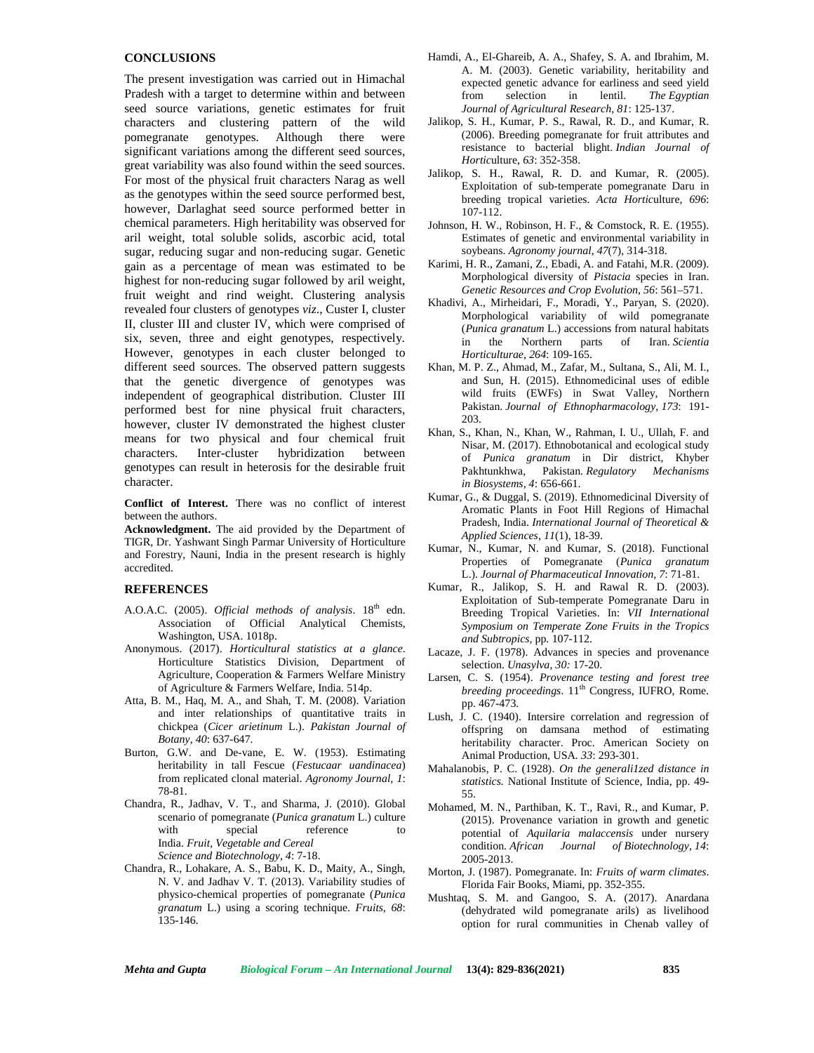## CONCLUSIONS

The present investigation was carried out in Himachal Pradesh with a target to determine within and between seed source variations, genetic estimates for fruit characters and clustering pattern of the wild pomegranate genotypes. Although there were significant variations among the different seed sources, great variability was also found within the seed sources. For most of the physical fruit characters Narag as well as the genotypes within the seed source performed best, however, Darlaghat seed source performed better in chemical parameters. High heritability was observed for aril weight, total soluble solids, ascorbic acid, total sugar, reducing sugar and non-reducing sugar. Genetic gain as a percentage of mean was estimated to be highest for non-reducing sugar followed by aril weight, fruit weight and rind weight. Clustering analysis revealed four clusters of genotypes *viz*., Custer I, cluster II, cluster III and cluster IV, which were comprised of six, seven, three and eight genotypes, respectively. However, genotypes in each cluster belonged to different seed sources. The observed pattern suggests that the genetic divergence of genotypes was independent of geographical distribution. Cluster III performed best for nine physical fruit characters, however, cluster IV demonstrated the highest cluster means for two physical and four chemical fruit characters. Inter-cluster hybridization between genotypes can result in heterosis for the desirable fruit character.

**Conflict of Interest.** There was no conflict of interest between the authors.

**Acknowledgment.** The aid provided by the Department of TIGR, Dr. Yashwant Singh Parmar University of Horticulture and Forestry, Nauni, India in the present research is highly accredited.

## REFERENCES

A.O.A.C. (2005). *Official methods of analysis*. 18th edn. Association of Official Analytical Chemists, Washington, USA. 1018p.

Anonymous. (2017). *Horticultural statistics at a glance*. Horticulture Statistics Division, Department of Agriculture, Cooperation & Farmers Welfare Ministry of Agriculture & Farmers Welfare, India. 514p.

Atta, B. M., Haq, M. A., and Shah, T. M. (2008). Variation and inter relationships of quantitative traits in chickpea (*Cicer arietinum* L.). *Pakistan Journal of Botany, 40*: 637-647.

Burton, G.W. and De-vane, E. W. (1953). Estimating heritability in tall Fescue (*Festucaar uandinacea*) from replicated clonal material. *Agronomy Journal, 1*: 78-81.

Chandra, R., Jadhav, V. T., and Sharma, J. (2010). Global scenario of pomegranate (*Punica granatum* L.) culture with special reference to India. *Fruit, Vegetable and Cereal Science and Biotechnology, 4*: 7-18.

Chandra, R., Lohakare, A. S., Babu, K. D., Maity, A., Singh, N. V. and Jadhav V. T. (2013). Variability studies of physico-chemical properties of pomegranate (*Punica granatum* L.) using a scoring technique. *Fruits, 68*: 135-146.

Hamdi, A., El-Ghareib, A. A., Shafey, S. A. and Ibrahim, M. A. M. (2003). Genetic variability, heritability and expected genetic advance for earliness and seed yield from selection in lentil. *The Egyptian Journal of Agricultural Research, 81*: 125-137.

Jalikop, S. H., Kumar, P. S., Rawal, R. D., and Kumar, R. (2006). Breeding pomegranate for fruit attributes and resistance to bacterial blight. *Indian Journal of Horti*culture, *63*: 352-358.

Jalikop, S. H., Rawal, R. D. and Kumar, R. (2005). Exploitation of sub-temperate pomegranate Daru in breeding tropical varieties. *Acta Hortic*ulture, *696*: 107-112.

Johnson, H. W., Robinson, H. F., & Comstock, R. E. (1955). Estimates of genetic and environmental variability in soybeans. *Agronomy journal, 47*(7), 314-318.

Karimi, H. R., Zamani, Z., Ebadi, A. and Fatahi, M.R. (2009). Morphological diversity of *Pistacia* species in Iran. *Genetic Resources and Crop Evolution, 56*: 561–571.

Khadivi, A., Mirheidari, F., Moradi, Y., Paryan, S. (2020). Morphological variability of wild pomegranate (*Punica granatum* L.) accessions from natural habitats in the Northern parts of Iran. *Scientia Horticulturae, 264*: 109-165.

Khan, M. P. Z., Ahmad, M., Zafar, M., Sultana, S., Ali, M. I., and Sun, H. (2015). Ethnomedicinal uses of edible wild fruits (EWFs) in Swat Valley, Northern Pakistan. *Journal of Ethnopharmacology, 173*: 191-203.

Khan, S., Khan, N., Khan, W., Rahman, I. U., Ullah, F. and Nisar, M. (2017). Ethnobotanical and ecological study of *Punica granatum* in Dir district, Khyber Pakhtunkhwa, Pakistan. *Regulatory Mechanisms in Biosystems, 4*: 656-661.

Kumar, G., & Duggal, S. (2019). Ethnomedicinal Diversity of Aromatic Plants in Foot Hill Regions of Himachal Pradesh, India. *International Journal of Theoretical & Applied Sciences, 11*(1), 18-39.

Kumar, N., Kumar, N. and Kumar, S. (2018). Functional Properties of Pomegranate (*Punica granatum* L.). *Journal of Pharmaceutical Innovation, 7*: 71-81.

Kumar, R., Jalikop, S. H. and Rawal R. D. (2003). Exploitation of Sub-temperate Pomegranate Daru in Breeding Tropical Varieties. In: *VII International Symposium on Temperate Zone Fruits in the Tropics and Subtropics*, pp. 107-112.

Lacaze, J. F. (1978). Advances in species and provenance selection. *Unasylva, 30:* 17-20.

Larsen, C. S. (1954). *Provenance testing and forest tree breeding proceedings*. 11th Congress, IUFRO, Rome. pp. 467-473.

Lush, J. C. (1940). Intersire correlation and regression of offspring on damsana method of estimating heritability character. Proc. American Society on Animal Production, USA. *33*: 293-301.

Mahalanobis, P. C. (1928). *On the generali1zed distance in statistics.* National Institute of Science, India, pp. 49-55.

Mohamed, M. N., Parthiban, K. T., Ravi, R., and Kumar, P. (2015). Provenance variation in growth and genetic potential of *Aquilaria malaccensis* under nursery condition. *African Journal of Biotechnology*, *14*: 2005-2013.

Morton, J. (1987). Pomegranate. In: *Fruits of warm climates*. Florida Fair Books, Miami, pp. 352-355.

Mushtaq, S. M. and Gangoo, S. A. (2017). Anardana (dehydrated wild pomegranate arils) as livelihood option for rural communities in Chenab valley of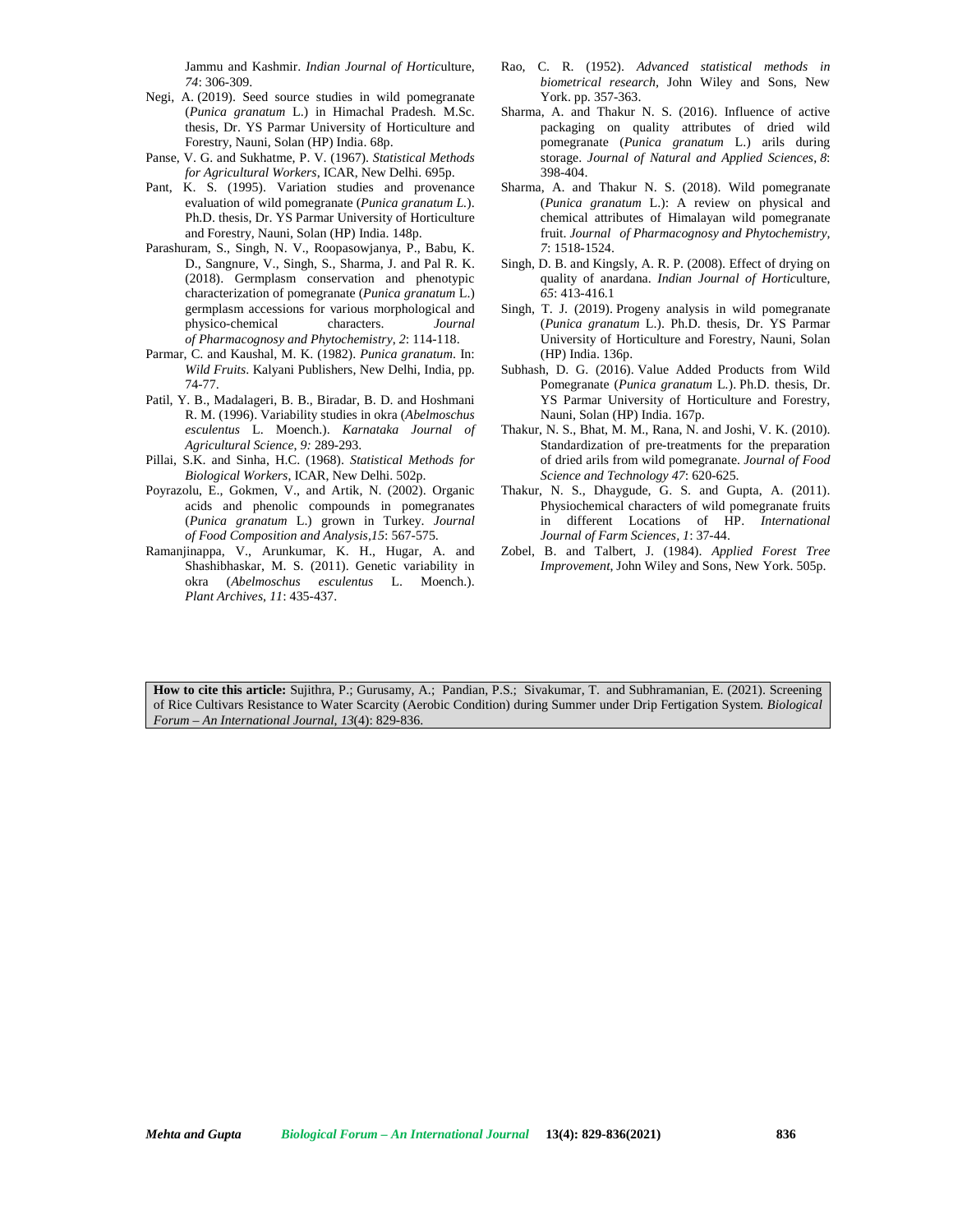Jammu and Kashmir. *Indian Journal of Horti*culture, *74*: 306-309.

Negi, A. (2019). Seed source studies in wild pomegranate (*Punica granatum* L.) in Himachal Pradesh. M.Sc. thesis, Dr. YS Parmar University of Horticulture and Forestry, Nauni, Solan (HP) India. 68p.

Panse, V. G. and Sukhatme, P. V. (1967). *Statistical Methods for Agricultural Workers*, ICAR, New Delhi. 695p.

Pant, K. S. (1995). Variation studies and provenance evaluation of wild pomegranate (*Punica granatum L.*). Ph.D. thesis, Dr. YS Parmar University of Horticulture and Forestry, Nauni, Solan (HP) India. 148p.

Parashuram, S., Singh, N. V., Roopasowjanya, P., Babu, K. D., Sangnure, V., Singh, S., Sharma, J. and Pal R. K. (2018). Germplasm conservation and phenotypic characterization of pomegranate (*Punica granatum* L.) germplasm accessions for various morphological and physico-chemical characters. *Journal of Pharmacognosy and Phytochemistry*, *2*: 114-118.

Parmar, C. and Kaushal, M. K. (1982). *Punica granatum*. In: *Wild Fruits*. Kalyani Publishers, New Delhi, India, pp. 74-77.

Patil, Y. B., Madalageri, B. B., Biradar, B. D. and Hoshmani R. M. (1996). Variability studies in okra (*Abelmoschus esculentus* L. Moench.). *Karnataka Journal of Agricultural Science, 9:* 289-293.

Pillai, S.K. and Sinha, H.C. (1968). *Statistical Methods for Biological Workers*, ICAR, New Delhi. 502p.

Poyrazolu, E., Gokmen, V., and Artik, N. (2002). Organic acids and phenolic compounds in pomegranates (*Punica granatum* L.) grown in Turkey. *Journal of Food Composition and Analysis*,*15*: 567-575.

Ramanjinappa, V., Arunkumar, K. H., Hugar, A. and Shashibhaskar, M. S. (2011). Genetic variability in okra (*Abelmoschus esculentus* L. Moench.). *Plant Archives*, *11*: 435-437.

Rao, C. R. (1952). *Advanced statistical methods in biometrical research*, John Wiley and Sons, New York. pp. 357-363.

Sharma, A. and Thakur N. S. (2016). Influence of active packaging on quality attributes of dried wild pomegranate (*Punica granatum* L.) arils during storage. *Journal of Natural and Applied Sciences*, *8*: 398-404.

Sharma, A. and Thakur N. S. (2018). Wild pomegranate (*Punica granatum* L.): A review on physical and chemical attributes of Himalayan wild pomegranate fruit. *Journal of Pharmacognosy and Phytochemistry*, *7*: 1518-1524.

Singh, D. B. and Kingsly, A. R. P. (2008). Effect of drying on quality of anardana. *Indian Journal of Horti*culture, *65*: 413-416.1

Singh, T. J. (2019). Progeny analysis in wild pomegranate (*Punica granatum* L.). Ph.D. thesis, Dr. YS Parmar University of Horticulture and Forestry, Nauni, Solan (HP) India. 136p.

Subhash, D. G. (2016). Value Added Products from Wild Pomegranate (*Punica granatum* L.). Ph.D. thesis, Dr. YS Parmar University of Horticulture and Forestry, Nauni, Solan (HP) India. 167p.

Thakur, N. S., Bhat, M. M., Rana, N. and Joshi, V. K. (2010). Standardization of pre-treatments for the preparation of dried arils from wild pomegranate. *Journal of Food Science and Technology 47*: 620-625.

Thakur, N. S., Dhaygude, G. S. and Gupta, A. (2011). Physiochemical characters of wild pomegranate fruits in different Locations of HP. *International Journal of Farm Sciences*, *1*: 37-44.

Zobel, B. and Talbert, J. (1984). *Applied Forest Tree Improvement*, John Wiley and Sons, New York. 505p.

**How to cite this article:** Sujithra, P.; Gurusamy, A.; Pandian, P.S.; Sivakumar, T. and Subhramanian, E. (2021). Screening of Rice Cultivars Resistance to Water Scarcity (Aerobic Condition) during Summer under Drip Fertigation System. *Biological Forum – An International Journal, 13*(4): 829-836.